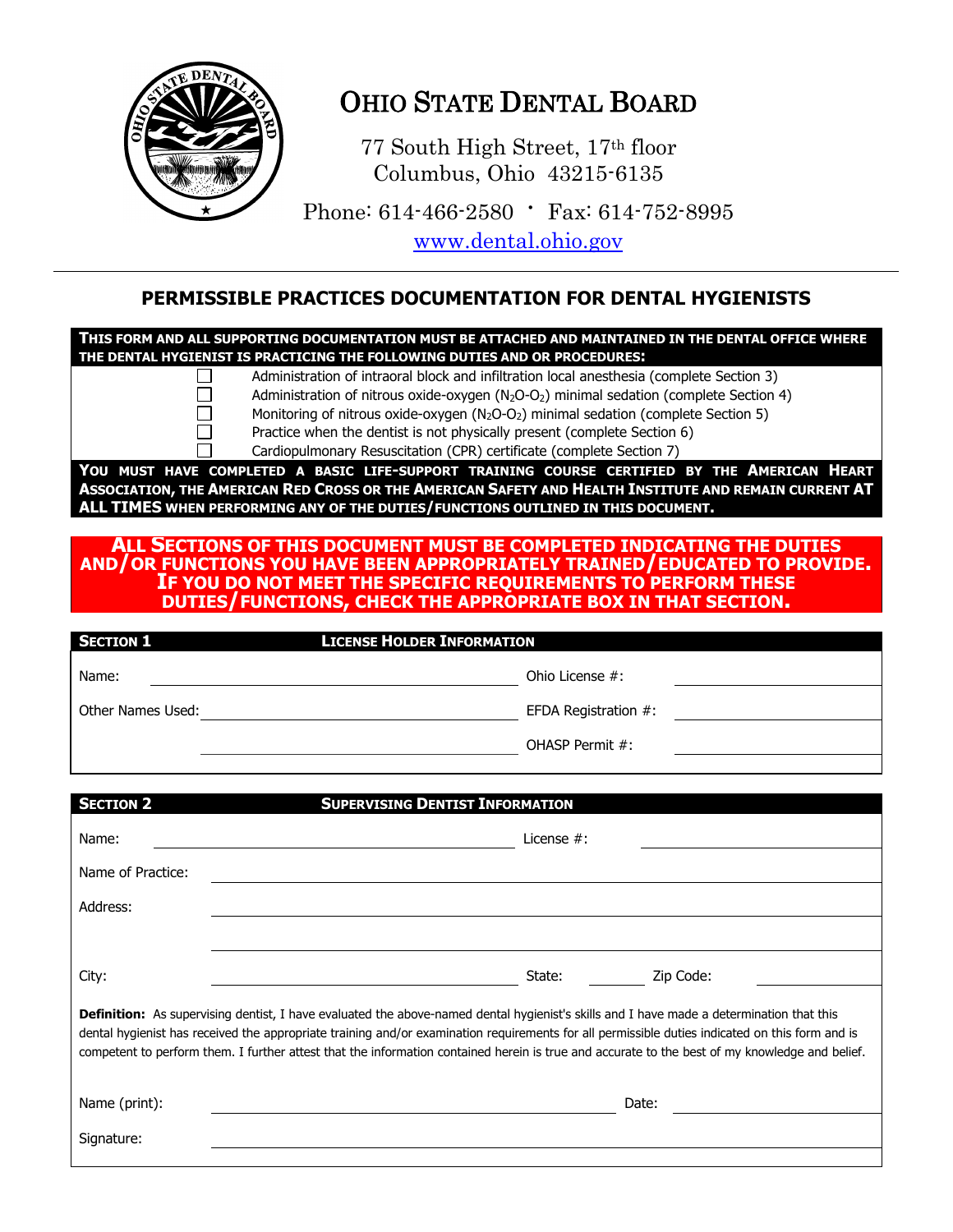# OHIO STATE DENTAL BOARD

77 South High Street, 17th floor
Columbus, Ohio 43215-6135

Phone: 614-466-2580 · Fax: 614-752-8995

www.dental.ohio.gov

## PERMISSIBLE PRACTICES DOCUMENTATION FOR DENTAL HYGIENISTS

**THIS FORM AND ALL SUPPORTING DOCUMENTATION MUST BE ATTACHED AND MAINTAINED IN THE DENTAL OFFICE WHERE THE DENTAL HYGIENIST IS PRACTICING THE FOLLOWING DUTIES AND OR PROCEDURES:**

- ☐ Administration of intraoral block and infiltration local anesthesia (complete Section 3)
- ☐ Administration of nitrous oxide-oxygen ($N_2O$-$O_2$) minimal sedation (complete Section 4)
- ☐ Monitoring of nitrous oxide-oxygen ($N_2O$-$O_2$) minimal sedation (complete Section 5)
- ☐ Practice when the dentist is not physically present (complete Section 6)
- ☐ Cardiopulmonary Resuscitation (CPR) certificate (complete Section 7)

**YOU MUST HAVE COMPLETED A BASIC LIFE-SUPPORT TRAINING COURSE CERTIFIED BY THE AMERICAN HEART ASSOCIATION, THE AMERICAN RED CROSS OR THE AMERICAN SAFETY AND HEALTH INSTITUTE AND REMAIN CURRENT AT ALL TIMES WHEN PERFORMING ANY OF THE DUTIES/FUNCTIONS OUTLINED IN THIS DOCUMENT.**

**ALL SECTIONS OF THIS DOCUMENT MUST BE COMPLETED INDICATING THE DUTIES AND/OR FUNCTIONS YOU HAVE BEEN APPROPRIATELY TRAINED/EDUCATED TO PROVIDE. IF YOU DO NOT MEET THE SPECIFIC REQUIREMENTS TO PERFORM THESE DUTIES/FUNCTIONS, CHECK THE APPROPRIATE BOX IN THAT SECTION.**

### SECTION 1 — LICENSE HOLDER INFORMATION

Name: ______________________ Ohio License #: ______________

Other Names Used: ______________________ EFDA Registration #: ______________

______________________ OHASP Permit #: ______________

### SECTION 2 — SUPERVISING DENTIST INFORMATION

Name: ______________________ License #: ______________

Name of Practice: ______________________

Address: ______________________

______________________

City: ______________________ State: ______ Zip Code: ______________

**Definition:** As supervising dentist, I have evaluated the above-named dental hygienist's skills and I have made a determination that this dental hygienist has received the appropriate training and/or examination requirements for all permissible duties indicated on this form and is competent to perform them. I further attest that the information contained herein is true and accurate to the best of my knowledge and belief.

Name (print): ______________________ Date: ______________

Signature: ______________________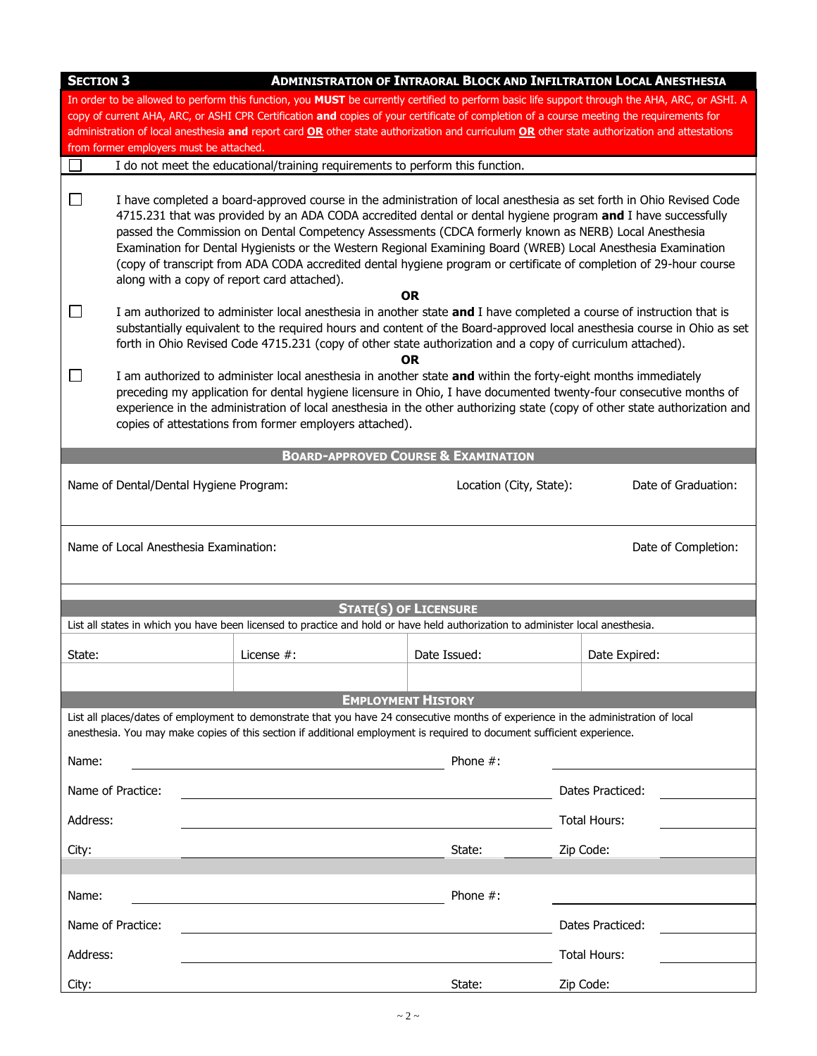## SECTION 3 — ADMINISTRATION OF INTRAORAL BLOCK AND INFILTRATION LOCAL ANESTHESIA

In order to be allowed to perform this function, you **MUST** be currently certified to perform basic life support through the AHA, ARC, or ASHI. A copy of current AHA, ARC, or ASHI CPR Certification **and** copies of your certificate of completion of a course meeting the requirements for administration of local anesthesia **and** report card **OR** other state authorization and curriculum **OR** other state authorization and attestations from former employers must be attached.

☐ I do not meet the educational/training requirements to perform this function.

☐ I have completed a board-approved course in the administration of local anesthesia as set forth in Ohio Revised Code 4715.231 that was provided by an ADA CODA accredited dental or dental hygiene program **and** I have successfully passed the Commission on Dental Competency Assessments (CDCA formerly known as NERB) Local Anesthesia Examination for Dental Hygienists or the Western Regional Examining Board (WREB) Local Anesthesia Examination (copy of transcript from ADA CODA accredited dental hygiene program or certificate of completion of 29-hour course along with a copy of report card attached).

**OR**

☐ I am authorized to administer local anesthesia in another state **and** I have completed a course of instruction that is substantially equivalent to the required hours and content of the Board-approved local anesthesia course in Ohio as set forth in Ohio Revised Code 4715.231 (copy of other state authorization and a copy of curriculum attached).

**OR**

☐ I am authorized to administer local anesthesia in another state **and** within the forty-eight months immediately preceding my application for dental hygiene licensure in Ohio, I have documented twenty-four consecutive months of experience in the administration of local anesthesia in the other authorizing state (copy of other state authorization and copies of attestations from former employers attached).

### BOARD-APPROVED COURSE & EXAMINATION

| Name of Dental/Dental Hygiene Program: | Location (City, State): | Date of Graduation: |
|---|---|---|
| | | |

| Name of Local Anesthesia Examination: | Date of Completion: |
|---|---|
| | |

### STATE(S) OF LICENSURE

List all states in which you have been licensed to practice and hold or have held authorization to administer local anesthesia.

| State: | License #: | Date Issued: | Date Expired: |
|---|---|---|---|
| | | | |

### EMPLOYMENT HISTORY

List all places/dates of employment to demonstrate that you have 24 consecutive months of experience in the administration of local anesthesia. You may make copies of this section if additional employment is required to document sufficient experience.

Name: ______________________ Phone #: ______________________

Name of Practice: ______________________ Dates Practiced: ______________________

Address: ______________________ Total Hours: ______________________

City: ______________________ State: __________ Zip Code: ______________________

Name: ______________________ Phone #: ______________________

Name of Practice: ______________________ Dates Practiced: ______________________

Address: ______________________ Total Hours: ______________________

City: ______________________ State: __________ Zip Code: ______________________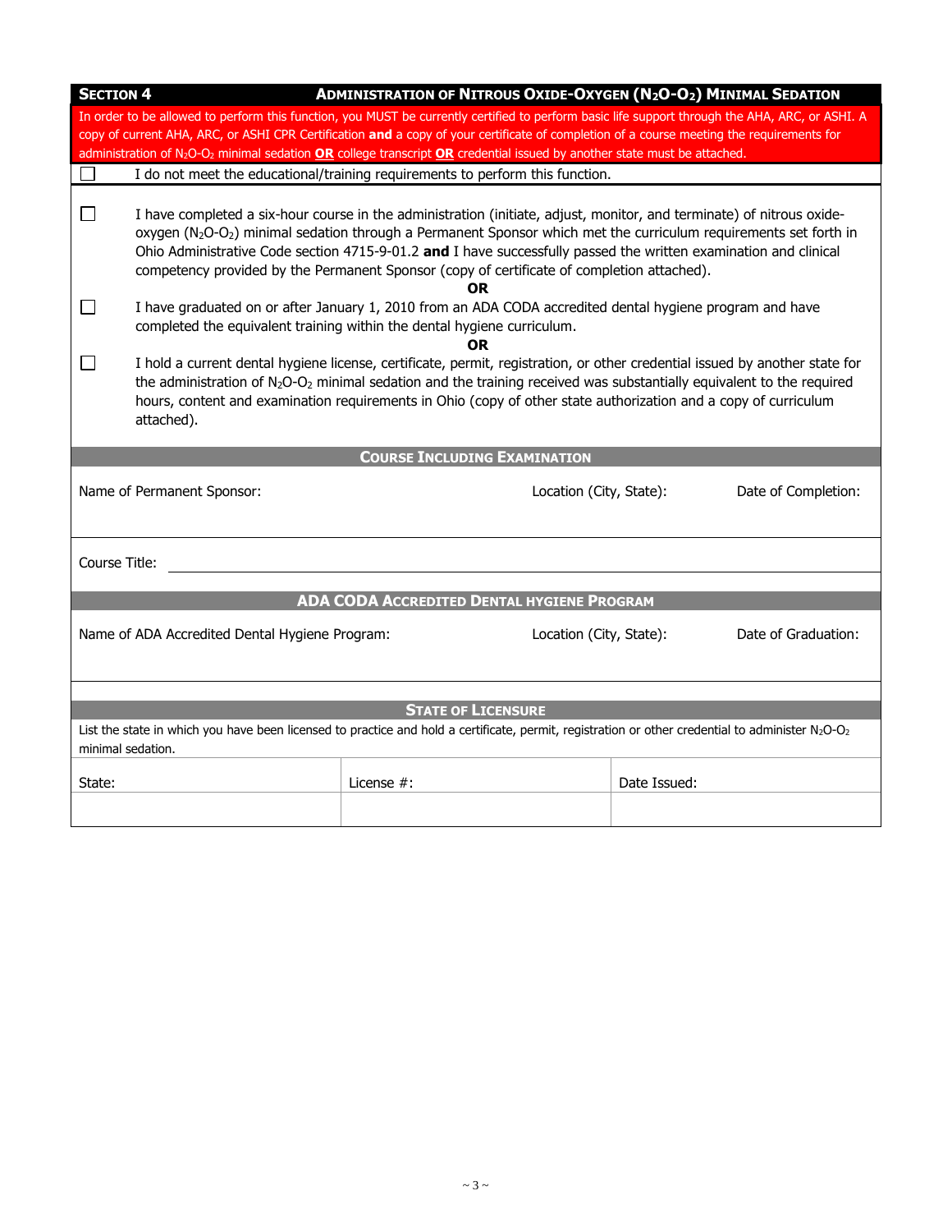## SECTION 4 — ADMINISTRATION OF NITROUS OXIDE-OXYGEN ($N_2O$-$O_2$) MINIMAL SEDATION

In order to be allowed to perform this function, you MUST be currently certified to perform basic life support through the AHA, ARC, or ASHI. A copy of current AHA, ARC, or ASHI CPR Certification **and** a copy of your certificate of completion of a course meeting the requirements for administration of $N_2O$-$O_2$ minimal sedation **OR** college transcript **OR** credential issued by another state must be attached.

☐ I do not meet the educational/training requirements to perform this function.

☐ I have completed a six-hour course in the administration (initiate, adjust, monitor, and terminate) of nitrous oxide-oxygen ($N_2O$-$O_2$) minimal sedation through a Permanent Sponsor which met the curriculum requirements set forth in Ohio Administrative Code section 4715-9-01.2 **and** I have successfully passed the written examination and clinical competency provided by the Permanent Sponsor (copy of certificate of completion attached).

**OR**

☐ I have graduated on or after January 1, 2010 from an ADA CODA accredited dental hygiene program and have completed the equivalent training within the dental hygiene curriculum.

**OR**

☐ I hold a current dental hygiene license, certificate, permit, registration, or other credential issued by another state for the administration of $N_2O$-$O_2$ minimal sedation and the training received was substantially equivalent to the required hours, content and examination requirements in Ohio (copy of other state authorization and a copy of curriculum attached).

### COURSE INCLUDING EXAMINATION

| Name of Permanent Sponsor: | Location (City, State): | Date of Completion: |
|---|---|---|
| | | |

Course Title: ____________________________________________

### ADA CODA ACCREDITED DENTAL HYGIENE PROGRAM

| Name of ADA Accredited Dental Hygiene Program: | Location (City, State): | Date of Graduation: |
|---|---|---|
| | | |

### STATE OF LICENSURE

List the state in which you have been licensed to practice and hold a certificate, permit, registration or other credential to administer $N_2O$-$O_2$ minimal sedation.

| State: | License #: | Date Issued: |
|---|---|---|
| | | |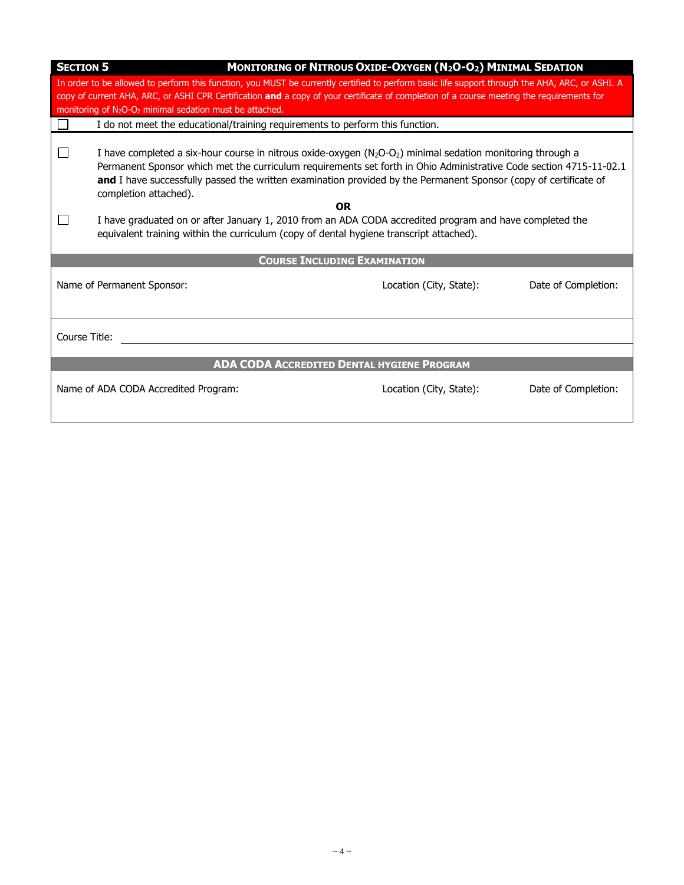## SECTION 5 — MONITORING OF NITROUS OXIDE-OXYGEN ($N_2O$-$O_2$) MINIMAL SEDATION

In order to be allowed to perform this function, you MUST be currently certified to perform basic life support through the AHA, ARC, or ASHI. A copy of current AHA, ARC, or ASHI CPR Certification **and** a copy of your certificate of completion of a course meeting the requirements for monitoring of $N_2O$-$O_2$ minimal sedation must be attached.

☐ I do not meet the educational/training requirements to perform this function.

☐ I have completed a six-hour course in nitrous oxide-oxygen ($N_2O$-$O_2$) minimal sedation monitoring through a Permanent Sponsor which met the curriculum requirements set forth in Ohio Administrative Code section 4715-11-02.1 **and** I have successfully passed the written examination provided by the Permanent Sponsor (copy of certificate of completion attached).

**OR**

☐ I have graduated on or after January 1, 2010 from an ADA CODA accredited program and have completed the equivalent training within the curriculum (copy of dental hygiene transcript attached).

### COURSE INCLUDING EXAMINATION

| Name of Permanent Sponsor: | Location (City, State): | Date of Completion: |
|---|---|---|
| | | |

Course Title: ______________________________

### ADA CODA ACCREDITED DENTAL HYGIENE PROGRAM

| Name of ADA CODA Accredited Program: | Location (City, State): | Date of Completion: |
|---|---|---|
| | | |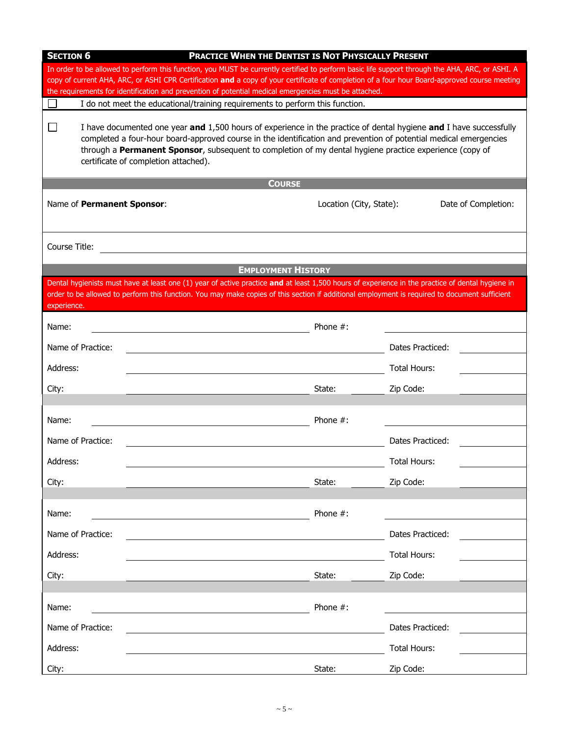## SECTION 6 — PRACTICE WHEN THE DENTIST IS NOT PHYSICALLY PRESENT

In order to be allowed to perform this function, you MUST be currently certified to perform basic life support through the AHA, ARC, or ASHI. A copy of current AHA, ARC, or ASHI CPR Certification **and** a copy of your certificate of completion of a four hour Board-approved course meeting the requirements for identification and prevention of potential medical emergencies must be attached.

☐ I do not meet the educational/training requirements to perform this function.

☐ I have documented one year **and** 1,500 hours of experience in the practice of dental hygiene **and** I have successfully completed a four-hour board-approved course in the identification and prevention of potential medical emergencies through a **Permanent Sponsor**, subsequent to completion of my dental hygiene practice experience (copy of certificate of completion attached).

### COURSE

| Name of **Permanent Sponsor**: | Location (City, State): | Date of Completion: |
|---|---|---|
| | | |

Course Title: ______________________________

### EMPLOYMENT HISTORY

Dental hygienists must have at least one (1) year of active practice **and** at least 1,500 hours of experience in the practice of dental hygiene in order to be allowed to perform this function. You may make copies of this section if additional employment is required to document sufficient experience.

Name: ______________________ Phone #: ______________

Name of Practice: ______________________ Dates Practiced: ______________

Address: ______________________ Total Hours: ______________

City: ______________________ State: ________ Zip Code: ______________

---

Name: ______________________ Phone #: ______________

Name of Practice: ______________________ Dates Practiced: ______________

Address: ______________________ Total Hours: ______________

City: ______________________ State: ________ Zip Code: ______________

---

Name: ______________________ Phone #: ______________

Name of Practice: ______________________ Dates Practiced: ______________

Address: ______________________ Total Hours: ______________

City: ______________________ State: ________ Zip Code: ______________

---

Name: ______________________ Phone #: ______________

Name of Practice: ______________________ Dates Practiced: ______________

Address: ______________________ Total Hours: ______________

City: ______________________ State: ________ Zip Code: ______________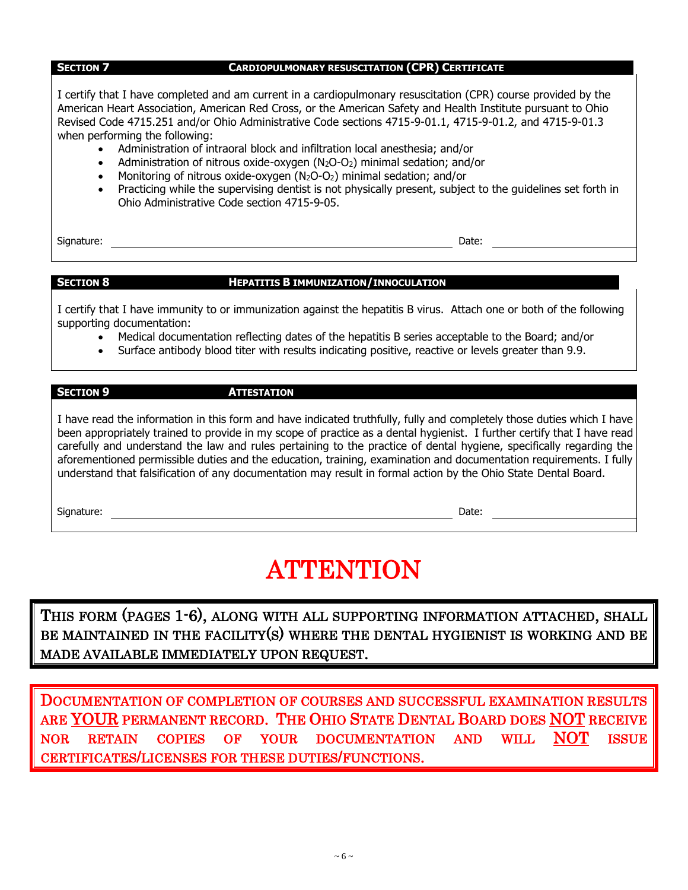## Section 7 — Cardiopulmonary resuscitation (CPR) Certificate

I certify that I have completed and am current in a cardiopulmonary resuscitation (CPR) course provided by the American Heart Association, American Red Cross, or the American Safety and Health Institute pursuant to Ohio Revised Code 4715.251 and/or Ohio Administrative Code sections 4715-9-01.1, 4715-9-01.2, and 4715-9-01.3 when performing the following:

- Administration of intraoral block and infiltration local anesthesia; and/or
- Administration of nitrous oxide-oxygen ($N_2O$-$O_2$) minimal sedation; and/or
- Monitoring of nitrous oxide-oxygen ($N_2O$-$O_2$) minimal sedation; and/or
- Practicing while the supervising dentist is not physically present, subject to the guidelines set forth in Ohio Administrative Code section 4715-9-05.

Signature: ______________________________ Date: ______________

## Section 8 — Hepatitis B immunization/innoculation

I certify that I have immunity to or immunization against the hepatitis B virus. Attach one or both of the following supporting documentation:

- Medical documentation reflecting dates of the hepatitis B series acceptable to the Board; and/or
- Surface antibody blood titer with results indicating positive, reactive or levels greater than 9.9.

## Section 9 — Attestation

I have read the information in this form and have indicated truthfully, fully and completely those duties which I have been appropriately trained to provide in my scope of practice as a dental hygienist. I further certify that I have read carefully and understand the law and rules pertaining to the practice of dental hygiene, specifically regarding the aforementioned permissible duties and the education, training, examination and documentation requirements. I fully understand that falsification of any documentation may result in formal action by the Ohio State Dental Board.

Signature: ______________________________ Date: ______________

# ATTENTION

**This form (pages 1-6), along with all supporting information attached, shall be maintained in the facility(s) where the dental hygienist is working and be made available immediately upon request.**

**Documentation of completion of courses and successful examination results are YOUR permanent record. The Ohio State Dental Board does NOT receive nor retain copies of your documentation and will NOT issue certificates/licenses for these duties/functions.**